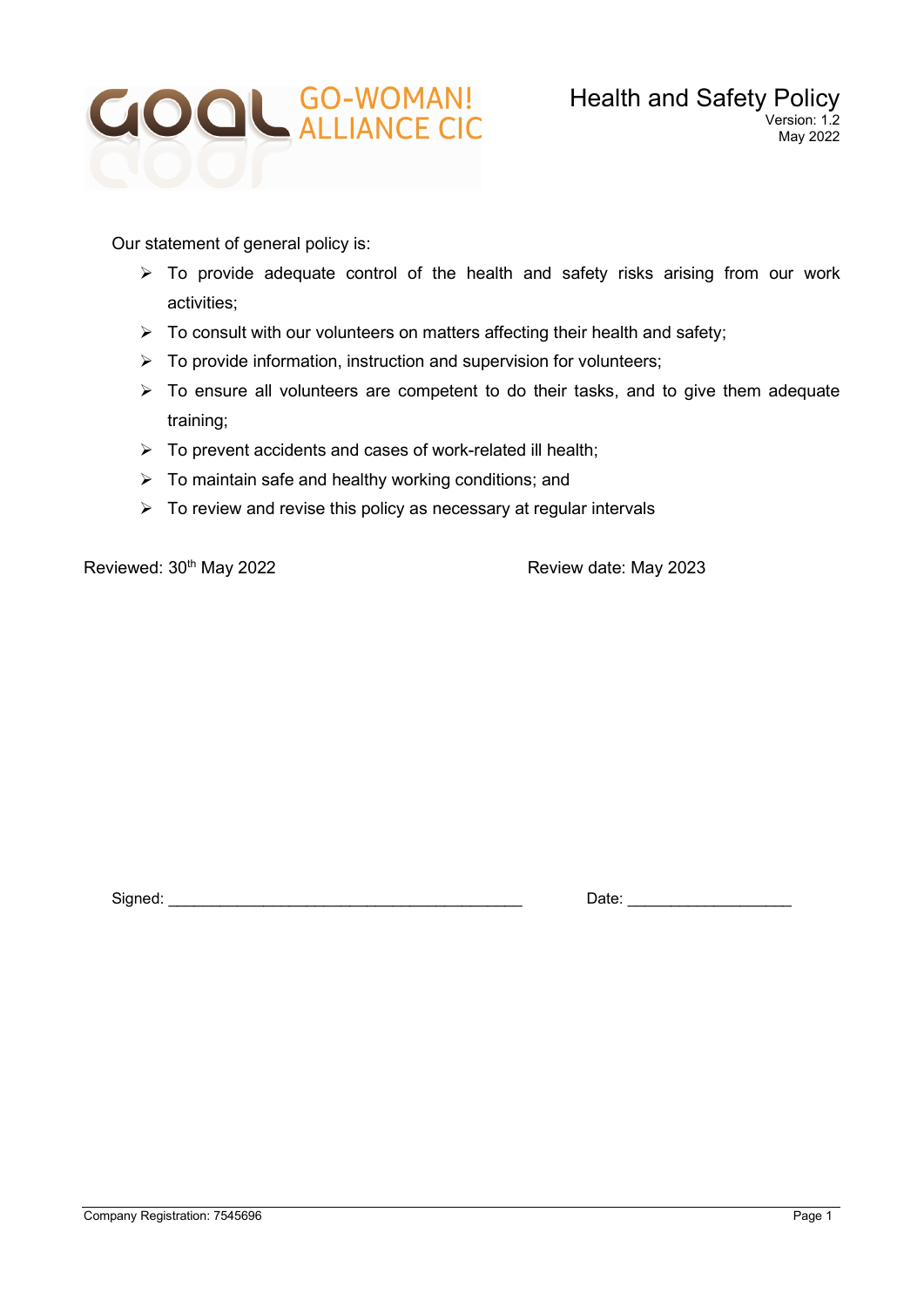GO-WOMAN! ALLIANCE CIC

# Health and Safety Policy

Version: 1.2
May 2022

Our statement of general policy is:

- To provide adequate control of the health and safety risks arising from our work activities;
- To consult with our volunteers on matters affecting their health and safety;
- To provide information, instruction and supervision for volunteers;
- To ensure all volunteers are competent to do their tasks, and to give them adequate training;
- To prevent accidents and cases of work-related ill health;
- To maintain safe and healthy working conditions; and
- To review and revise this policy as necessary at regular intervals

Reviewed: 30th May 2022

Review date: May 2023

Signed: ________________________________________

Date: ___________________

Company Registration: 7545696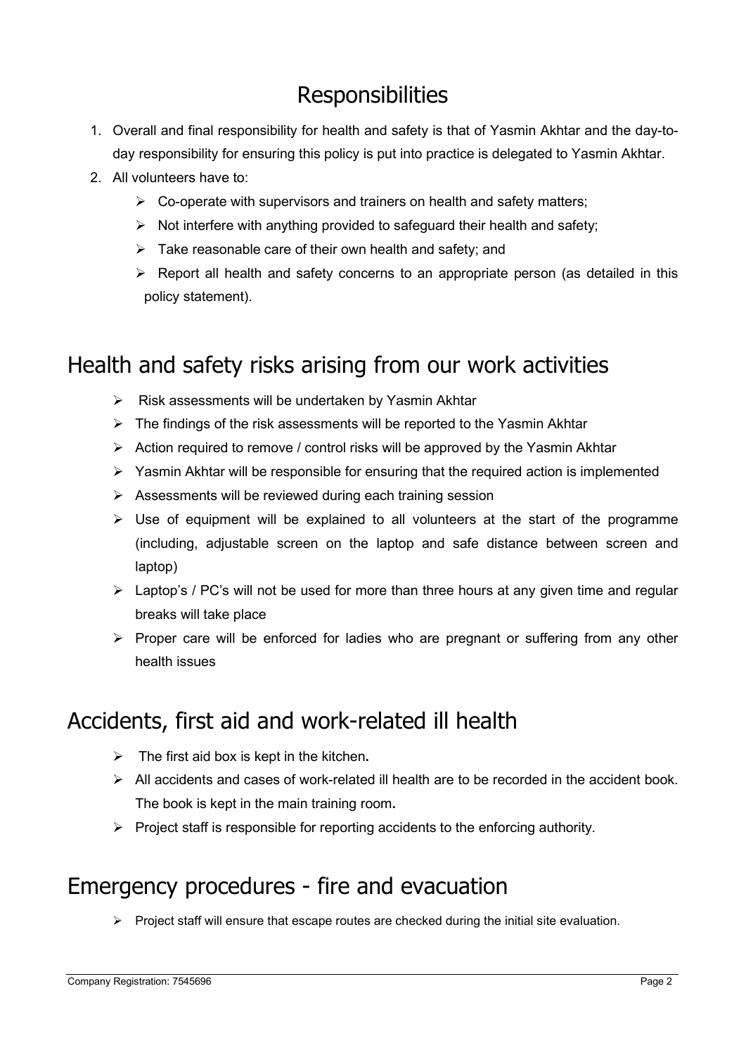# Responsibilities

1. Overall and final responsibility for health and safety is that of Yasmin Akhtar and the day-to-day responsibility for ensuring this policy is put into practice is delegated to Yasmin Akhtar.
2. All volunteers have to:
   - Co-operate with supervisors and trainers on health and safety matters;
   - Not interfere with anything provided to safeguard their health and safety;
   - Take reasonable care of their own health and safety; and
   - Report all health and safety concerns to an appropriate person (as detailed in this policy statement).

# Health and safety risks arising from our work activities

- Risk assessments will be undertaken by Yasmin Akhtar
- The findings of the risk assessments will be reported to the Yasmin Akhtar
- Action required to remove / control risks will be approved by the Yasmin Akhtar
- Yasmin Akhtar will be responsible for ensuring that the required action is implemented
- Assessments will be reviewed during each training session
- Use of equipment will be explained to all volunteers at the start of the programme (including, adjustable screen on the laptop and safe distance between screen and laptop)
- Laptop's / PC's will not be used for more than three hours at any given time and regular breaks will take place
- Proper care will be enforced for ladies who are pregnant or suffering from any other health issues

# Accidents, first aid and work-related ill health

- The first aid box is kept in the kitchen.
- All accidents and cases of work-related ill health are to be recorded in the accident book. The book is kept in the main training room.
- Project staff is responsible for reporting accidents to the enforcing authority.

# Emergency procedures - fire and evacuation

- Project staff will ensure that escape routes are checked during the initial site evaluation.

Company Registration: 7545696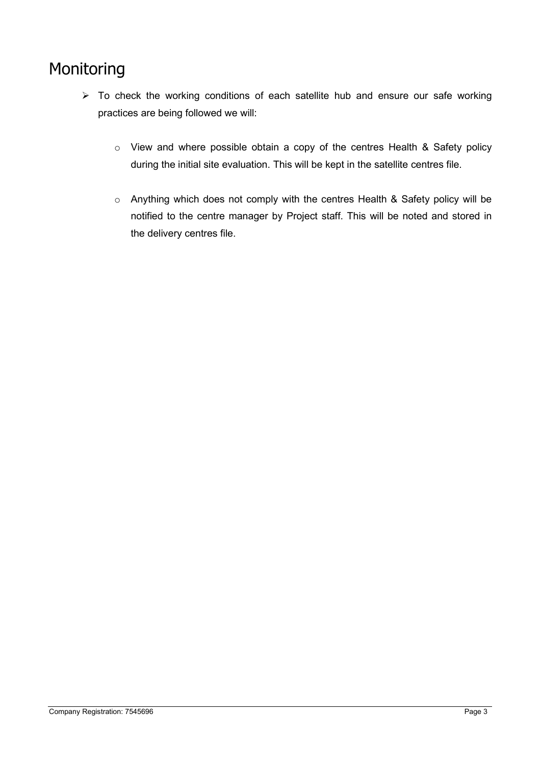# Monitoring

- To check the working conditions of each satellite hub and ensure our safe working practices are being followed we will:
  - View and where possible obtain a copy of the centres Health & Safety policy during the initial site evaluation. This will be kept in the satellite centres file.
  - Anything which does not comply with the centres Health & Safety policy will be notified to the centre manager by Project staff. This will be noted and stored in the delivery centres file.